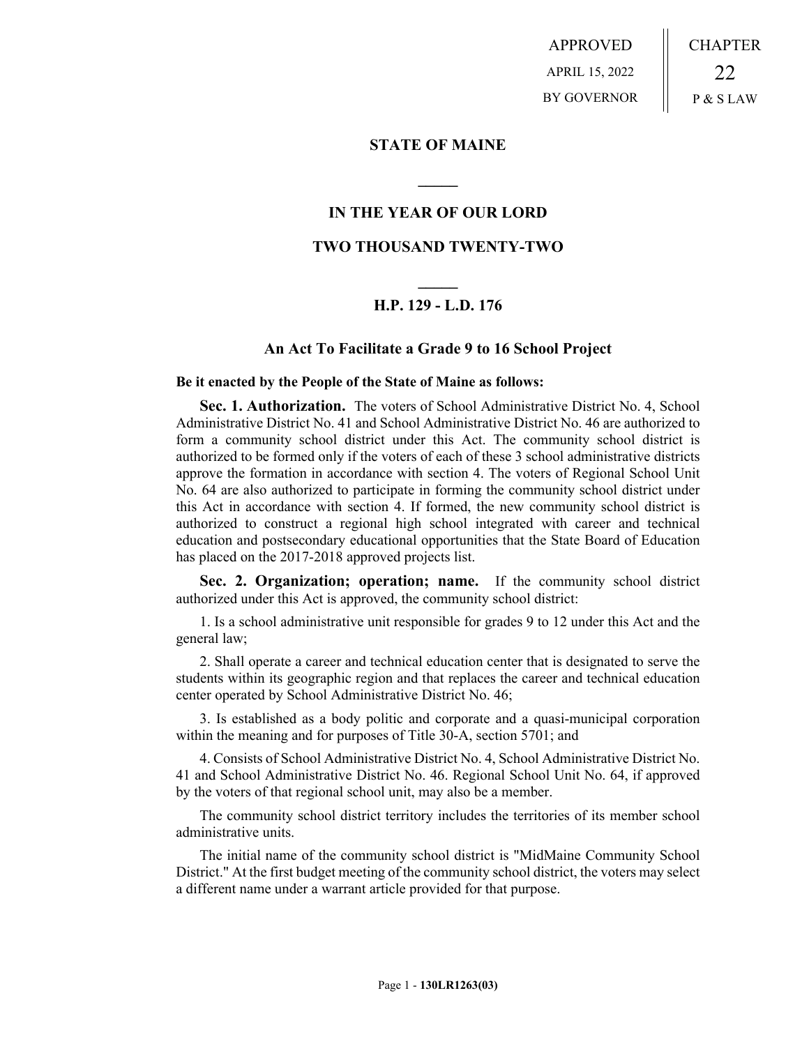APPROVED
APRIL 15, 2022
BY GOVERNOR

CHAPTER
22
P & S LAW

# STATE OF MAINE

## IN THE YEAR OF OUR LORD

## TWO THOUSAND TWENTY-TWO

### H.P. 129 - L.D. 176

### An Act To Facilitate a Grade 9 to 16 School Project

**Be it enacted by the People of the State of Maine as follows:**

**Sec. 1. Authorization.** The voters of School Administrative District No. 4, School Administrative District No. 41 and School Administrative District No. 46 are authorized to form a community school district under this Act. The community school district is authorized to be formed only if the voters of each of these 3 school administrative districts approve the formation in accordance with section 4. The voters of Regional School Unit No. 64 are also authorized to participate in forming the community school district under this Act in accordance with section 4. If formed, the new community school district is authorized to construct a regional high school integrated with career and technical education and postsecondary educational opportunities that the State Board of Education has placed on the 2017-2018 approved projects list.

**Sec. 2. Organization; operation; name.** If the community school district authorized under this Act is approved, the community school district:

1. Is a school administrative unit responsible for grades 9 to 12 under this Act and the general law;

2. Shall operate a career and technical education center that is designated to serve the students within its geographic region and that replaces the career and technical education center operated by School Administrative District No. 46;

3. Is established as a body politic and corporate and a quasi-municipal corporation within the meaning and for purposes of Title 30-A, section 5701; and

4. Consists of School Administrative District No. 4, School Administrative District No. 41 and School Administrative District No. 46. Regional School Unit No. 64, if approved by the voters of that regional school unit, may also be a member.

The community school district territory includes the territories of its member school administrative units.

The initial name of the community school district is "MidMaine Community School District." At the first budget meeting of the community school district, the voters may select a different name under a warrant article provided for that purpose.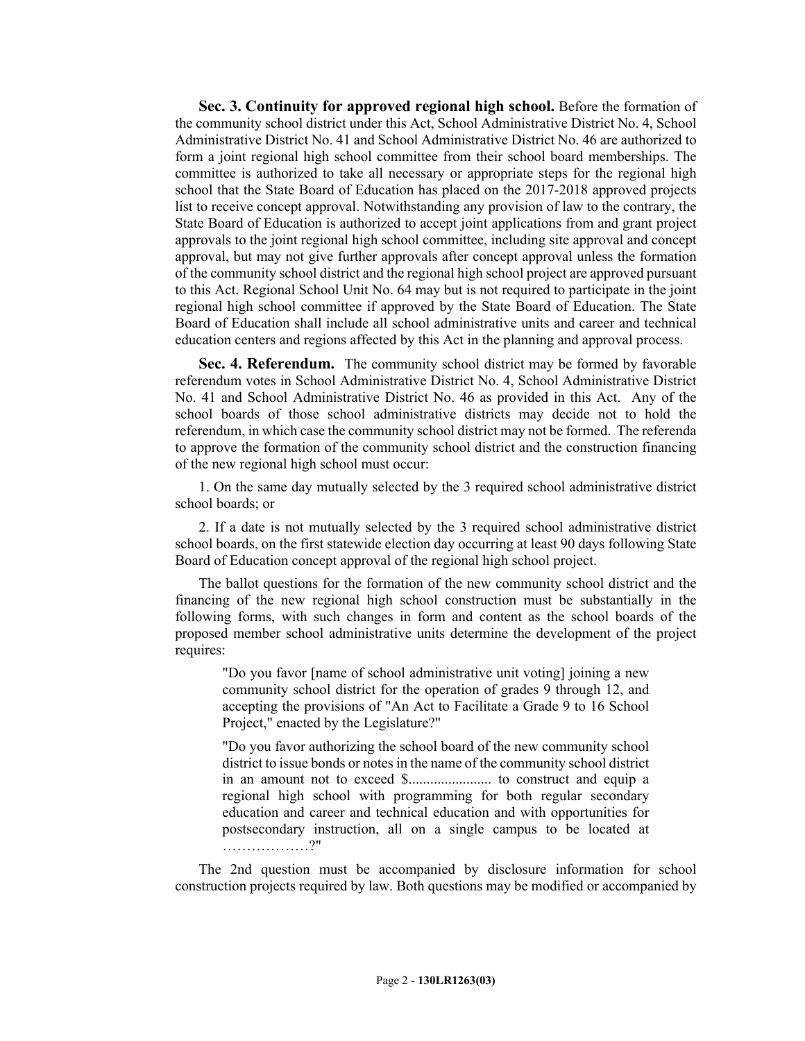**Sec. 3. Continuity for approved regional high school.** Before the formation of the community school district under this Act, School Administrative District No. 4, School Administrative District No. 41 and School Administrative District No. 46 are authorized to form a joint regional high school committee from their school board memberships. The committee is authorized to take all necessary or appropriate steps for the regional high school that the State Board of Education has placed on the 2017-2018 approved projects list to receive concept approval. Notwithstanding any provision of law to the contrary, the State Board of Education is authorized to accept joint applications from and grant project approvals to the joint regional high school committee, including site approval and concept approval, but may not give further approvals after concept approval unless the formation of the community school district and the regional high school project are approved pursuant to this Act. Regional School Unit No. 64 may but is not required to participate in the joint regional high school committee if approved by the State Board of Education. The State Board of Education shall include all school administrative units and career and technical education centers and regions affected by this Act in the planning and approval process.

**Sec. 4. Referendum.** The community school district may be formed by favorable referendum votes in School Administrative District No. 4, School Administrative District No. 41 and School Administrative District No. 46 as provided in this Act. Any of the school boards of those school administrative districts may decide not to hold the referendum, in which case the community school district may not be formed. The referenda to approve the formation of the community school district and the construction financing of the new regional high school must occur:

1. On the same day mutually selected by the 3 required school administrative district school boards; or

2. If a date is not mutually selected by the 3 required school administrative district school boards, on the first statewide election day occurring at least 90 days following State Board of Education concept approval of the regional high school project.

The ballot questions for the formation of the new community school district and the financing of the new regional high school construction must be substantially in the following forms, with such changes in form and content as the school boards of the proposed member school administrative units determine the development of the project requires:

> "Do you favor [name of school administrative unit voting] joining a new community school district for the operation of grades 9 through 12, and accepting the provisions of "An Act to Facilitate a Grade 9 to 16 School Project," enacted by the Legislature?"
>
> "Do you favor authorizing the school board of the new community school district to issue bonds or notes in the name of the community school district in an amount not to exceed $...................... to construct and equip a regional high school with programming for both regular secondary education and career and technical education and with opportunities for postsecondary instruction, all on a single campus to be located at ………………?"

The 2nd question must be accompanied by disclosure information for school construction projects required by law. Both questions may be modified or accompanied by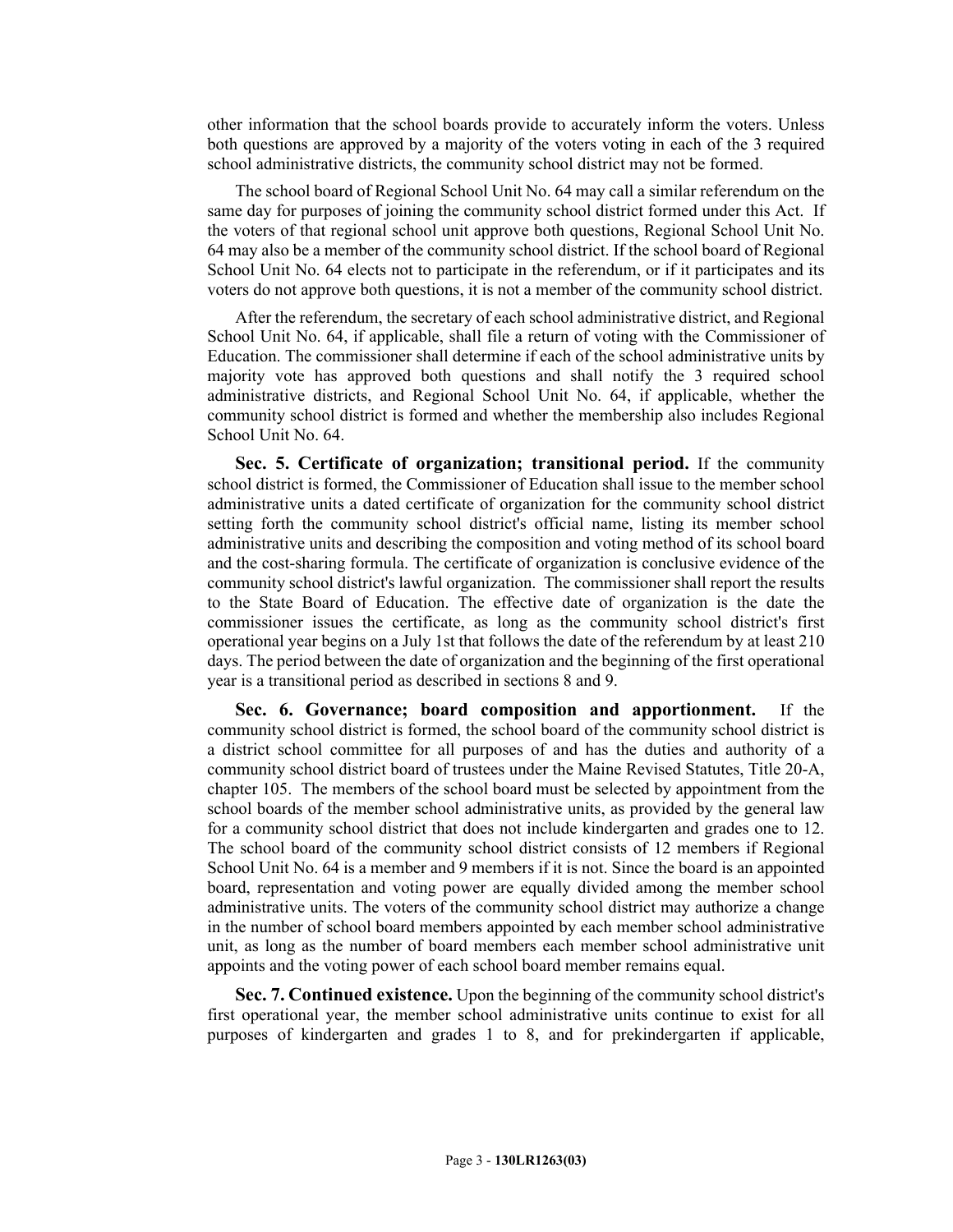other information that the school boards provide to accurately inform the voters. Unless both questions are approved by a majority of the voters voting in each of the 3 required school administrative districts, the community school district may not be formed.

The school board of Regional School Unit No. 64 may call a similar referendum on the same day for purposes of joining the community school district formed under this Act. If the voters of that regional school unit approve both questions, Regional School Unit No. 64 may also be a member of the community school district. If the school board of Regional School Unit No. 64 elects not to participate in the referendum, or if it participates and its voters do not approve both questions, it is not a member of the community school district.

After the referendum, the secretary of each school administrative district, and Regional School Unit No. 64, if applicable, shall file a return of voting with the Commissioner of Education. The commissioner shall determine if each of the school administrative units by majority vote has approved both questions and shall notify the 3 required school administrative districts, and Regional School Unit No. 64, if applicable, whether the community school district is formed and whether the membership also includes Regional School Unit No. 64.

**Sec. 5. Certificate of organization; transitional period.** If the community school district is formed, the Commissioner of Education shall issue to the member school administrative units a dated certificate of organization for the community school district setting forth the community school district's official name, listing its member school administrative units and describing the composition and voting method of its school board and the cost-sharing formula. The certificate of organization is conclusive evidence of the community school district's lawful organization. The commissioner shall report the results to the State Board of Education. The effective date of organization is the date the commissioner issues the certificate, as long as the community school district's first operational year begins on a July 1st that follows the date of the referendum by at least 210 days. The period between the date of organization and the beginning of the first operational year is a transitional period as described in sections 8 and 9.

**Sec. 6. Governance; board composition and apportionment.** If the community school district is formed, the school board of the community school district is a district school committee for all purposes of and has the duties and authority of a community school district board of trustees under the Maine Revised Statutes, Title 20-A, chapter 105. The members of the school board must be selected by appointment from the school boards of the member school administrative units, as provided by the general law for a community school district that does not include kindergarten and grades one to 12. The school board of the community school district consists of 12 members if Regional School Unit No. 64 is a member and 9 members if it is not. Since the board is an appointed board, representation and voting power are equally divided among the member school administrative units. The voters of the community school district may authorize a change in the number of school board members appointed by each member school administrative unit, as long as the number of board members each member school administrative unit appoints and the voting power of each school board member remains equal.

**Sec. 7. Continued existence.** Upon the beginning of the community school district's first operational year, the member school administrative units continue to exist for all purposes of kindergarten and grades 1 to 8, and for prekindergarten if applicable,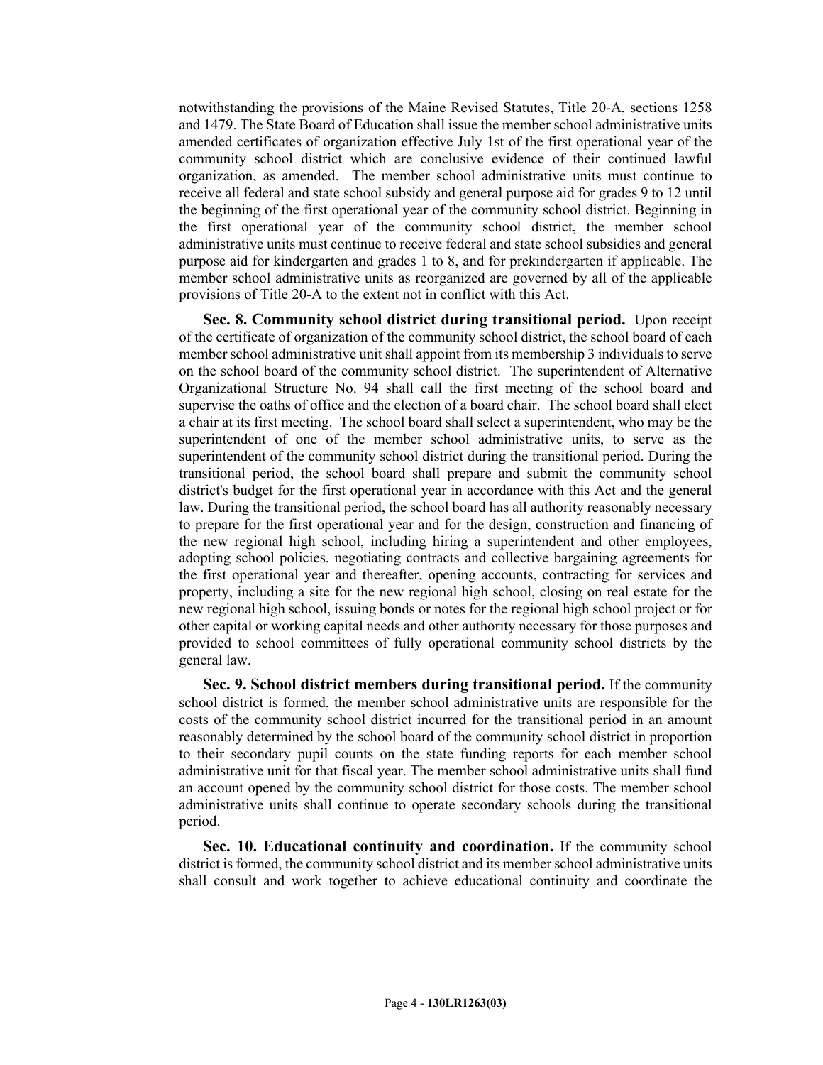notwithstanding the provisions of the Maine Revised Statutes, Title 20-A, sections 1258 and 1479. The State Board of Education shall issue the member school administrative units amended certificates of organization effective July 1st of the first operational year of the community school district which are conclusive evidence of their continued lawful organization, as amended. The member school administrative units must continue to receive all federal and state school subsidy and general purpose aid for grades 9 to 12 until the beginning of the first operational year of the community school district. Beginning in the first operational year of the community school district, the member school administrative units must continue to receive federal and state school subsidies and general purpose aid for kindergarten and grades 1 to 8, and for prekindergarten if applicable. The member school administrative units as reorganized are governed by all of the applicable provisions of Title 20-A to the extent not in conflict with this Act.

**Sec. 8. Community school district during transitional period.** Upon receipt of the certificate of organization of the community school district, the school board of each member school administrative unit shall appoint from its membership 3 individuals to serve on the school board of the community school district. The superintendent of Alternative Organizational Structure No. 94 shall call the first meeting of the school board and supervise the oaths of office and the election of a board chair. The school board shall elect a chair at its first meeting. The school board shall select a superintendent, who may be the superintendent of one of the member school administrative units, to serve as the superintendent of the community school district during the transitional period. During the transitional period, the school board shall prepare and submit the community school district's budget for the first operational year in accordance with this Act and the general law. During the transitional period, the school board has all authority reasonably necessary to prepare for the first operational year and for the design, construction and financing of the new regional high school, including hiring a superintendent and other employees, adopting school policies, negotiating contracts and collective bargaining agreements for the first operational year and thereafter, opening accounts, contracting for services and property, including a site for the new regional high school, closing on real estate for the new regional high school, issuing bonds or notes for the regional high school project or for other capital or working capital needs and other authority necessary for those purposes and provided to school committees of fully operational community school districts by the general law.

**Sec. 9. School district members during transitional period.** If the community school district is formed, the member school administrative units are responsible for the costs of the community school district incurred for the transitional period in an amount reasonably determined by the school board of the community school district in proportion to their secondary pupil counts on the state funding reports for each member school administrative unit for that fiscal year. The member school administrative units shall fund an account opened by the community school district for those costs. The member school administrative units shall continue to operate secondary schools during the transitional period.

**Sec. 10. Educational continuity and coordination.** If the community school district is formed, the community school district and its member school administrative units shall consult and work together to achieve educational continuity and coordinate the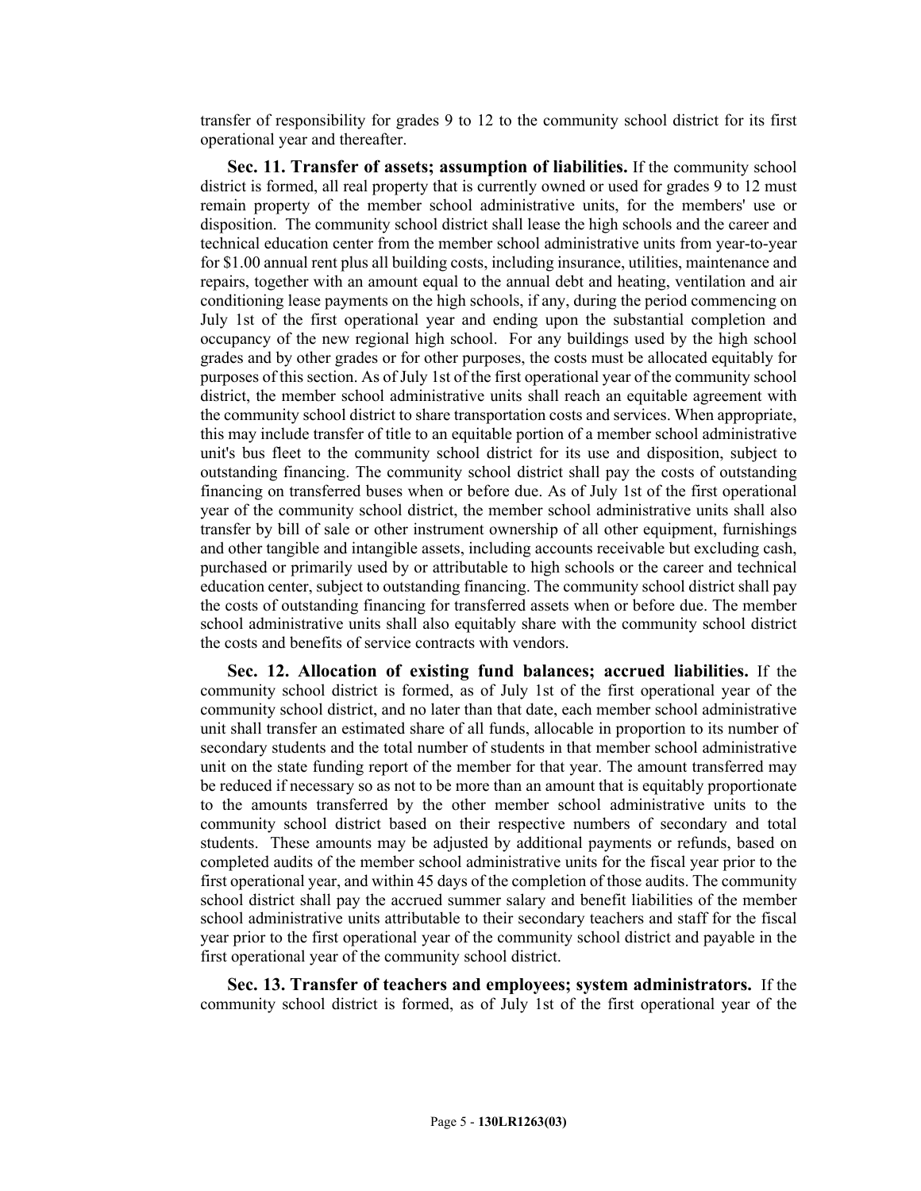transfer of responsibility for grades 9 to 12 to the community school district for its first operational year and thereafter.

**Sec. 11. Transfer of assets; assumption of liabilities.** If the community school district is formed, all real property that is currently owned or used for grades 9 to 12 must remain property of the member school administrative units, for the members' use or disposition. The community school district shall lease the high schools and the career and technical education center from the member school administrative units from year-to-year for $1.00 annual rent plus all building costs, including insurance, utilities, maintenance and repairs, together with an amount equal to the annual debt and heating, ventilation and air conditioning lease payments on the high schools, if any, during the period commencing on July 1st of the first operational year and ending upon the substantial completion and occupancy of the new regional high school. For any buildings used by the high school grades and by other grades or for other purposes, the costs must be allocated equitably for purposes of this section. As of July 1st of the first operational year of the community school district, the member school administrative units shall reach an equitable agreement with the community school district to share transportation costs and services. When appropriate, this may include transfer of title to an equitable portion of a member school administrative unit's bus fleet to the community school district for its use and disposition, subject to outstanding financing. The community school district shall pay the costs of outstanding financing on transferred buses when or before due. As of July 1st of the first operational year of the community school district, the member school administrative units shall also transfer by bill of sale or other instrument ownership of all other equipment, furnishings and other tangible and intangible assets, including accounts receivable but excluding cash, purchased or primarily used by or attributable to high schools or the career and technical education center, subject to outstanding financing. The community school district shall pay the costs of outstanding financing for transferred assets when or before due. The member school administrative units shall also equitably share with the community school district the costs and benefits of service contracts with vendors.

**Sec. 12. Allocation of existing fund balances; accrued liabilities.** If the community school district is formed, as of July 1st of the first operational year of the community school district, and no later than that date, each member school administrative unit shall transfer an estimated share of all funds, allocable in proportion to its number of secondary students and the total number of students in that member school administrative unit on the state funding report of the member for that year. The amount transferred may be reduced if necessary so as not to be more than an amount that is equitably proportionate to the amounts transferred by the other member school administrative units to the community school district based on their respective numbers of secondary and total students. These amounts may be adjusted by additional payments or refunds, based on completed audits of the member school administrative units for the fiscal year prior to the first operational year, and within 45 days of the completion of those audits. The community school district shall pay the accrued summer salary and benefit liabilities of the member school administrative units attributable to their secondary teachers and staff for the fiscal year prior to the first operational year of the community school district and payable in the first operational year of the community school district.

**Sec. 13. Transfer of teachers and employees; system administrators.** If the community school district is formed, as of July 1st of the first operational year of the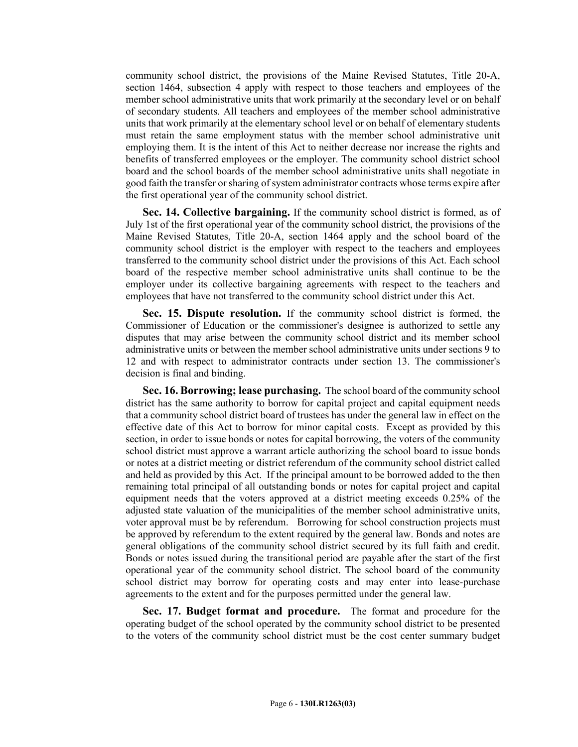community school district, the provisions of the Maine Revised Statutes, Title 20-A, section 1464, subsection 4 apply with respect to those teachers and employees of the member school administrative units that work primarily at the secondary level or on behalf of secondary students. All teachers and employees of the member school administrative units that work primarily at the elementary school level or on behalf of elementary students must retain the same employment status with the member school administrative unit employing them. It is the intent of this Act to neither decrease nor increase the rights and benefits of transferred employees or the employer. The community school district school board and the school boards of the member school administrative units shall negotiate in good faith the transfer or sharing of system administrator contracts whose terms expire after the first operational year of the community school district.

**Sec. 14. Collective bargaining.** If the community school district is formed, as of July 1st of the first operational year of the community school district, the provisions of the Maine Revised Statutes, Title 20-A, section 1464 apply and the school board of the community school district is the employer with respect to the teachers and employees transferred to the community school district under the provisions of this Act. Each school board of the respective member school administrative units shall continue to be the employer under its collective bargaining agreements with respect to the teachers and employees that have not transferred to the community school district under this Act.

**Sec. 15. Dispute resolution.** If the community school district is formed, the Commissioner of Education or the commissioner's designee is authorized to settle any disputes that may arise between the community school district and its member school administrative units or between the member school administrative units under sections 9 to 12 and with respect to administrator contracts under section 13. The commissioner's decision is final and binding.

**Sec. 16. Borrowing; lease purchasing.** The school board of the community school district has the same authority to borrow for capital project and capital equipment needs that a community school district board of trustees has under the general law in effect on the effective date of this Act to borrow for minor capital costs. Except as provided by this section, in order to issue bonds or notes for capital borrowing, the voters of the community school district must approve a warrant article authorizing the school board to issue bonds or notes at a district meeting or district referendum of the community school district called and held as provided by this Act. If the principal amount to be borrowed added to the then remaining total principal of all outstanding bonds or notes for capital project and capital equipment needs that the voters approved at a district meeting exceeds 0.25% of the adjusted state valuation of the municipalities of the member school administrative units, voter approval must be by referendum. Borrowing for school construction projects must be approved by referendum to the extent required by the general law. Bonds and notes are general obligations of the community school district secured by its full faith and credit. Bonds or notes issued during the transitional period are payable after the start of the first operational year of the community school district. The school board of the community school district may borrow for operating costs and may enter into lease-purchase agreements to the extent and for the purposes permitted under the general law.

**Sec. 17. Budget format and procedure.** The format and procedure for the operating budget of the school operated by the community school district to be presented to the voters of the community school district must be the cost center summary budget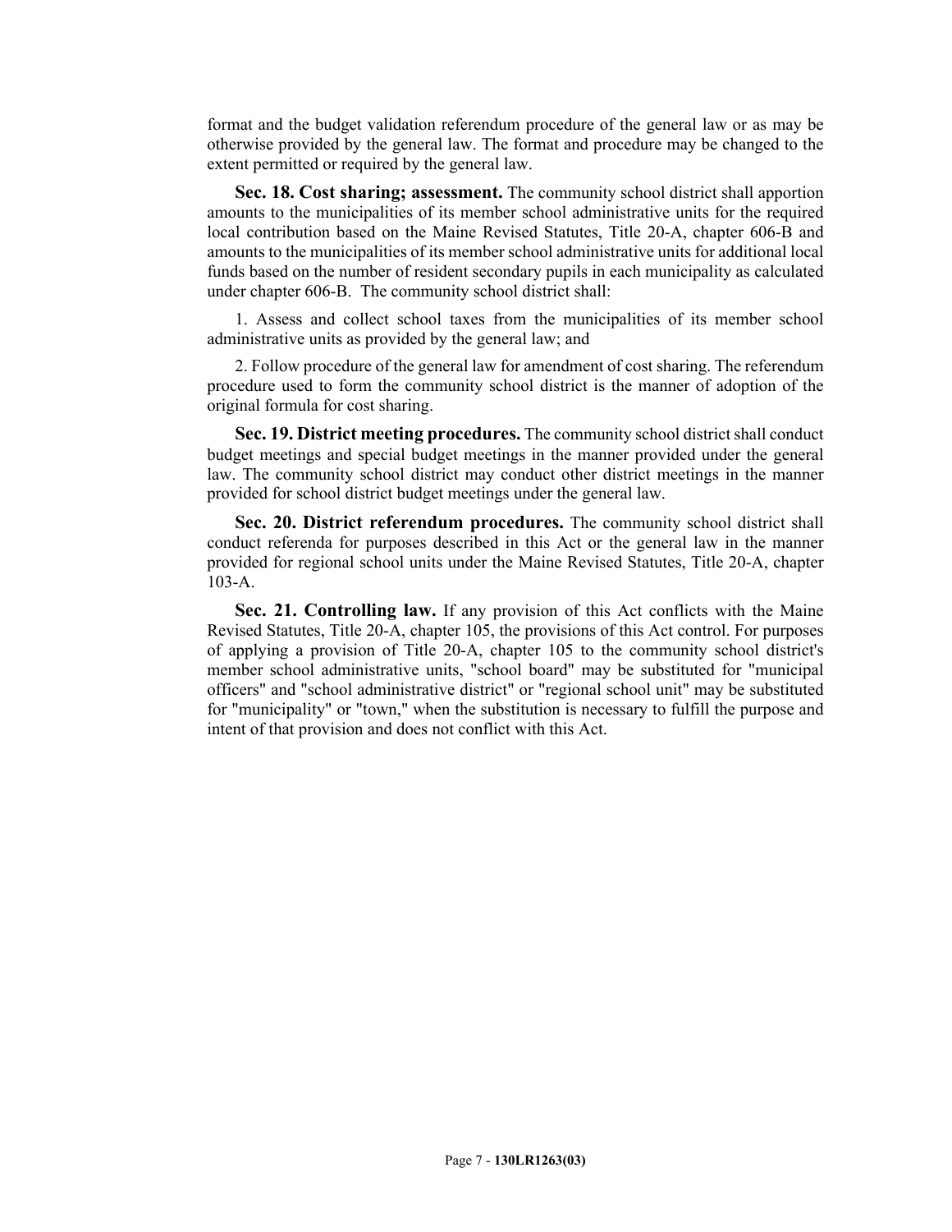format and the budget validation referendum procedure of the general law or as may be otherwise provided by the general law. The format and procedure may be changed to the extent permitted or required by the general law.

**Sec. 18. Cost sharing; assessment.** The community school district shall apportion amounts to the municipalities of its member school administrative units for the required local contribution based on the Maine Revised Statutes, Title 20-A, chapter 606-B and amounts to the municipalities of its member school administrative units for additional local funds based on the number of resident secondary pupils in each municipality as calculated under chapter 606-B. The community school district shall:

1. Assess and collect school taxes from the municipalities of its member school administrative units as provided by the general law; and

2. Follow procedure of the general law for amendment of cost sharing. The referendum procedure used to form the community school district is the manner of adoption of the original formula for cost sharing.

**Sec. 19. District meeting procedures.** The community school district shall conduct budget meetings and special budget meetings in the manner provided under the general law. The community school district may conduct other district meetings in the manner provided for school district budget meetings under the general law.

**Sec. 20. District referendum procedures.** The community school district shall conduct referenda for purposes described in this Act or the general law in the manner provided for regional school units under the Maine Revised Statutes, Title 20-A, chapter 103-A.

**Sec. 21. Controlling law.** If any provision of this Act conflicts with the Maine Revised Statutes, Title 20-A, chapter 105, the provisions of this Act control. For purposes of applying a provision of Title 20-A, chapter 105 to the community school district's member school administrative units, "school board" may be substituted for "municipal officers" and "school administrative district" or "regional school unit" may be substituted for "municipality" or "town," when the substitution is necessary to fulfill the purpose and intent of that provision and does not conflict with this Act.